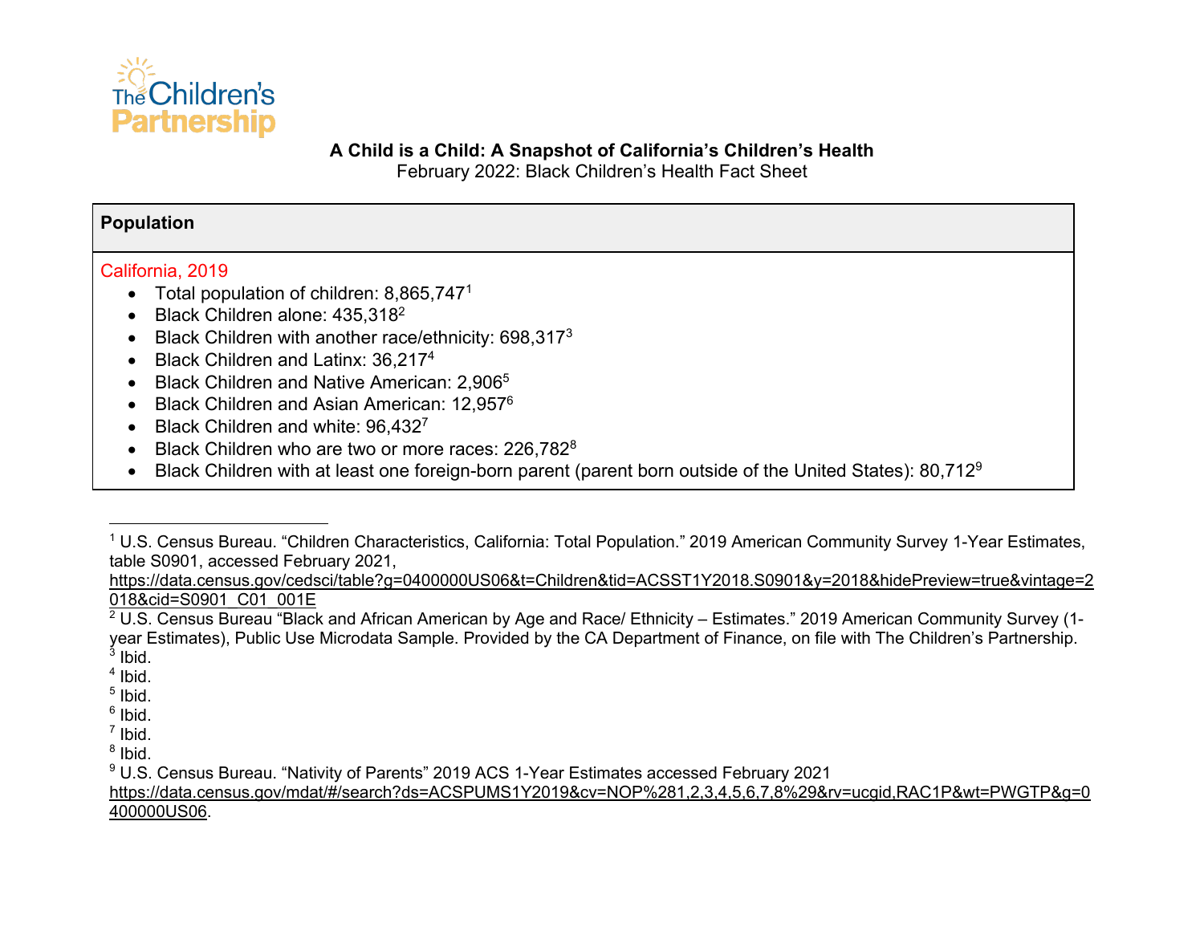The Children's Partnership

# A Child is a Child: A Snapshot of California's Children's Health

February 2022: Black Children's Health Fact Sheet

## Population

California, 2019

- Total population of children: 8,865,747[1]
- Black Children alone: 435,318[2]
- Black Children with another race/ethnicity: 698,317[3]
- Black Children and Latinx: 36,217[4]
- Black Children and Native American: 2,906[5]
- Black Children and Asian American: 12,957[6]
- Black Children and white: 96,432[7]
- Black Children who are two or more races: 226,782[8]
- Black Children with at least one foreign-born parent (parent born outside of the United States): 80,712[9]

---

[1] U.S. Census Bureau. "Children Characteristics, California: Total Population." 2019 American Community Survey 1-Year Estimates, table S0901, accessed February 2021, https://data.census.gov/cedsci/table?g=0400000US06&t=Children&tid=ACSST1Y2018.S0901&y=2018&hidePreview=true&vintage=2018&cid=S0901_C01_001E

[2] U.S. Census Bureau "Black and African American by Age and Race/ Ethnicity – Estimates." 2019 American Community Survey (1-year Estimates), Public Use Microdata Sample. Provided by the CA Department of Finance, on file with The Children's Partnership.

[3] Ibid.

[4] Ibid.

[5] Ibid.

[6] Ibid.

[7] Ibid.

[8] Ibid.

[9] U.S. Census Bureau. "Nativity of Parents" 2019 ACS 1-Year Estimates accessed February 2021 https://data.census.gov/mdat/#/search?ds=ACSPUMS1Y2019&cv=NOP%281,2,3,4,5,6,7,8%29&rv=ucgid,RAC1P&wt=PWGTP&g=0400000US06.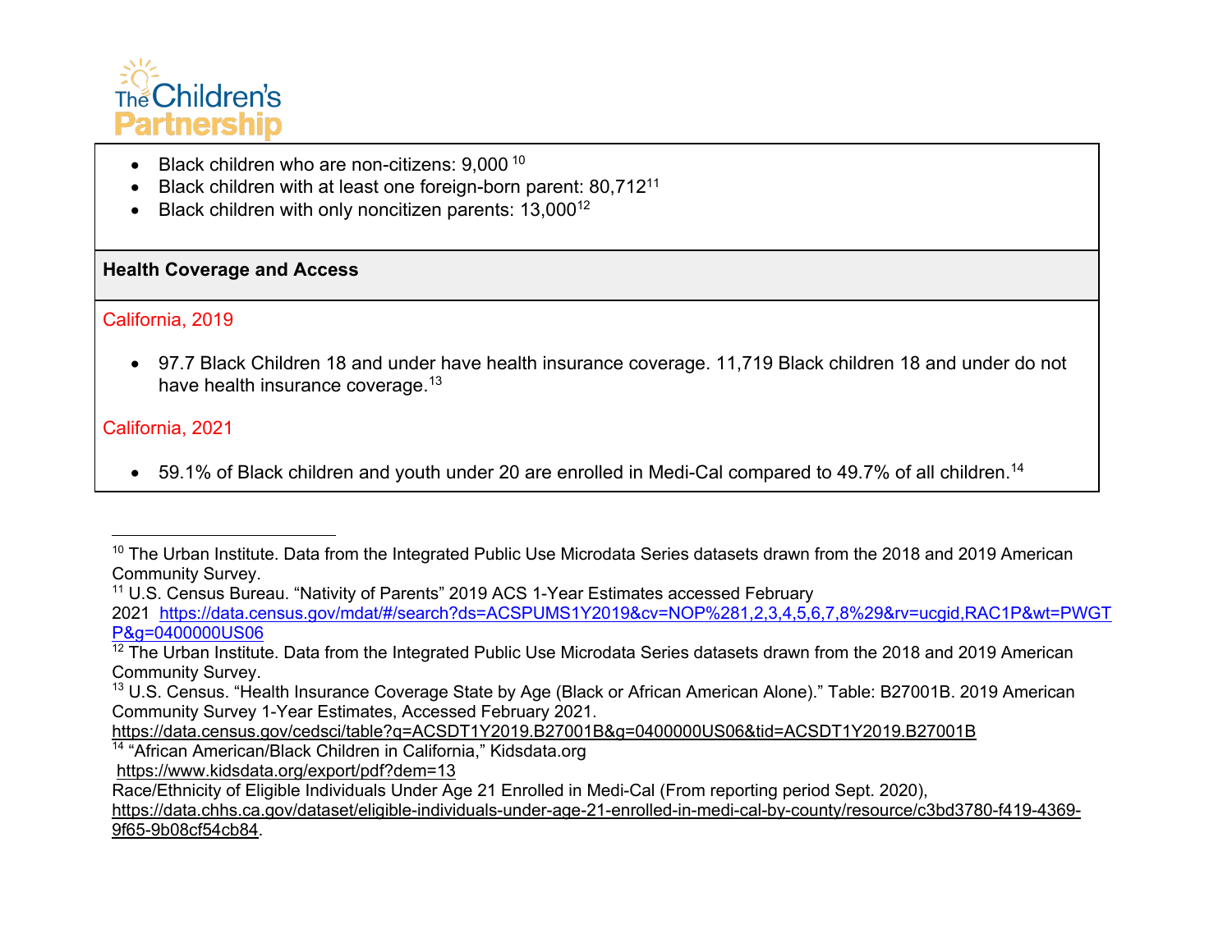- Black children who are non-citizens: 9,000 [10]
- Black children with at least one foreign-born parent: 80,712[11]
- Black children with only noncitizen parents: 13,000[12]

**Health Coverage and Access**

California, 2019

- 97.7 Black Children 18 and under have health insurance coverage. 11,719 Black children 18 and under do not have health insurance coverage.[13]

California, 2021

- 59.1% of Black children and youth under 20 are enrolled in Medi-Cal compared to 49.7% of all children.[14]

---

[10] The Urban Institute. Data from the Integrated Public Use Microdata Series datasets drawn from the 2018 and 2019 American Community Survey.

[11] U.S. Census Bureau. "Nativity of Parents" 2019 ACS 1-Year Estimates accessed February 2021 https://data.census.gov/mdat/#/search?ds=ACSPUMS1Y2019&cv=NOP%281,2,3,4,5,6,7,8%29&rv=ucgid,RAC1P&wt=PWGTP&g=0400000US06

[12] The Urban Institute. Data from the Integrated Public Use Microdata Series datasets drawn from the 2018 and 2019 American Community Survey.

[13] U.S. Census. "Health Insurance Coverage State by Age (Black or African American Alone)." Table: B27001B. 2019 American Community Survey 1-Year Estimates, Accessed February 2021. https://data.census.gov/cedsci/table?q=ACSDT1Y2019.B27001B&g=0400000US06&tid=ACSDT1Y2019.B27001B

[14] "African American/Black Children in California," Kidsdata.org https://www.kidsdata.org/export/pdf?dem=13
Race/Ethnicity of Eligible Individuals Under Age 21 Enrolled in Medi-Cal (From reporting period Sept. 2020), https://data.chhs.ca.gov/dataset/eligible-individuals-under-age-21-enrolled-in-medi-cal-by-county/resource/c3bd3780-f419-4369-9f65-9b08cf54cb84.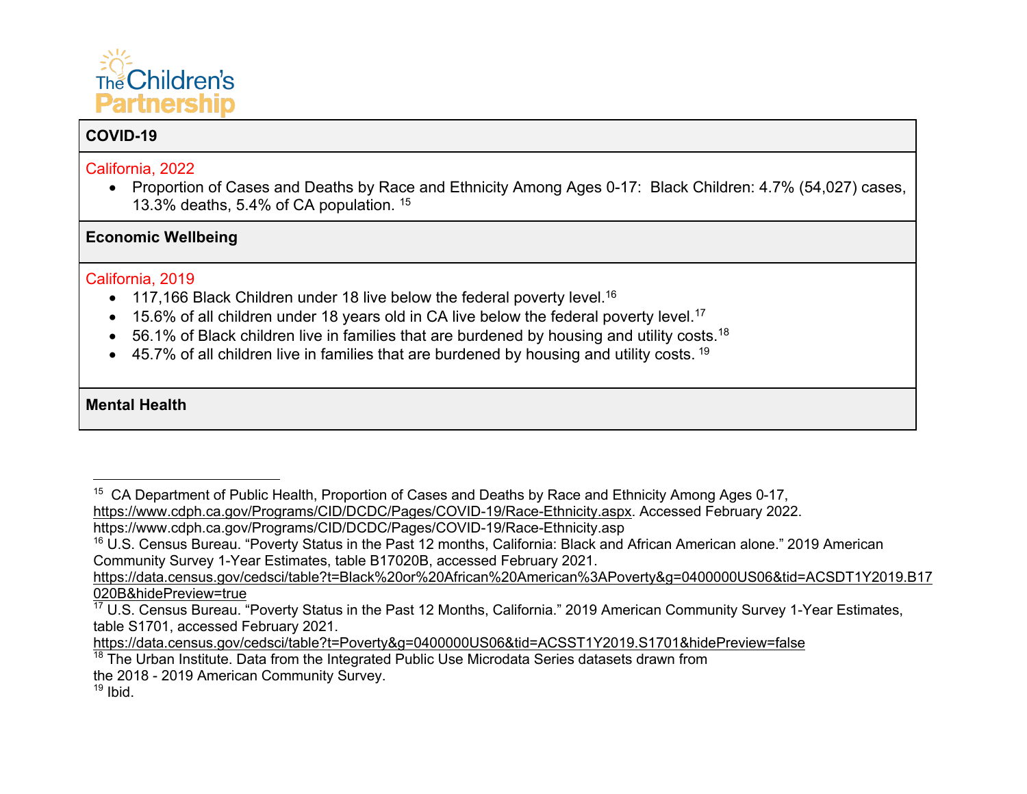**COVID-19**

California, 2022

- Proportion of Cases and Deaths by Race and Ethnicity Among Ages 0-17: Black Children: 4.7% (54,027) cases, 13.3% deaths, 5.4% of CA population. [15]

**Economic Wellbeing**

California, 2019

- 117,166 Black Children under 18 live below the federal poverty level.[16]
- 15.6% of all children under 18 years old in CA live below the federal poverty level.[17]
- 56.1% of Black children live in families that are burdened by housing and utility costs.[18]
- 45.7% of all children live in families that are burdened by housing and utility costs. [19]

**Mental Health**

---

[15] CA Department of Public Health, Proportion of Cases and Deaths by Race and Ethnicity Among Ages 0-17, https://www.cdph.ca.gov/Programs/CID/DCDC/Pages/COVID-19/Race-Ethnicity.aspx. Accessed February 2022. https://www.cdph.ca.gov/Programs/CID/DCDC/Pages/COVID-19/Race-Ethnicity.asp

[16] U.S. Census Bureau. "Poverty Status in the Past 12 months, California: Black and African American alone." 2019 American Community Survey 1-Year Estimates, table B17020B, accessed February 2021. https://data.census.gov/cedsci/table?t=Black%20or%20African%20American%3APoverty&g=0400000US06&tid=ACSDT1Y2019.B17020B&hidePreview=true

[17] U.S. Census Bureau. "Poverty Status in the Past 12 Months, California." 2019 American Community Survey 1-Year Estimates, table S1701, accessed February 2021. https://data.census.gov/cedsci/table?t=Poverty&g=0400000US06&tid=ACSST1Y2019.S1701&hidePreview=false

[18] The Urban Institute. Data from the Integrated Public Use Microdata Series datasets drawn from the 2018 - 2019 American Community Survey.

[19] Ibid.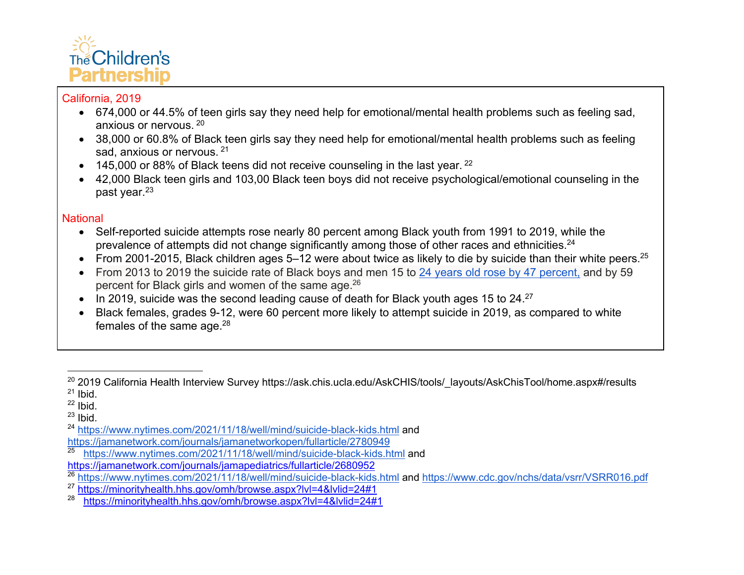California, 2019

- 674,000 or 44.5% of teen girls say they need help for emotional/mental health problems such as feeling sad, anxious or nervous. [20]
- 38,000 or 60.8% of Black teen girls say they need help for emotional/mental health problems such as feeling sad, anxious or nervous. [21]
- 145,000 or 88% of Black teens did not receive counseling in the last year. [22]
- 42,000 Black teen girls and 103,00 Black teen boys did not receive psychological/emotional counseling in the past year.[23]

National

- Self-reported suicide attempts rose nearly 80 percent among Black youth from 1991 to 2019, while the prevalence of attempts did not change significantly among those of other races and ethnicities.[24]
- From 2001-2015, Black children ages 5–12 were about twice as likely to die by suicide than their white peers.[25]
- From 2013 to 2019 the suicide rate of Black boys and men 15 to 24 years old rose by 47 percent, and by 59 percent for Black girls and women of the same age.[26]
- In 2019, suicide was the second leading cause of death for Black youth ages 15 to 24.[27]
- Black females, grades 9-12, were 60 percent more likely to attempt suicide in 2019, as compared to white females of the same age.[28]

---

[20] 2019 California Health Interview Survey https://ask.chis.ucla.edu/AskCHIS/tools/_layouts/AskChisTool/home.aspx#/results
[21] Ibid.
[22] Ibid.
[23] Ibid.
[24] https://www.nytimes.com/2021/11/18/well/mind/suicide-black-kids.html and https://jamanetwork.com/journals/jamanetworkopen/fullarticle/2780949
[25] https://www.nytimes.com/2021/11/18/well/mind/suicide-black-kids.html and https://jamanetwork.com/journals/jamapediatrics/fullarticle/2680952
[26] https://www.nytimes.com/2021/11/18/well/mind/suicide-black-kids.html and https://www.cdc.gov/nchs/data/vsrr/VSRR016.pdf
[27] https://minorityhealth.hhs.gov/omh/browse.aspx?lvl=4&lvlid=24#1
[28] https://minorityhealth.hhs.gov/omh/browse.aspx?lvl=4&lvlid=24#1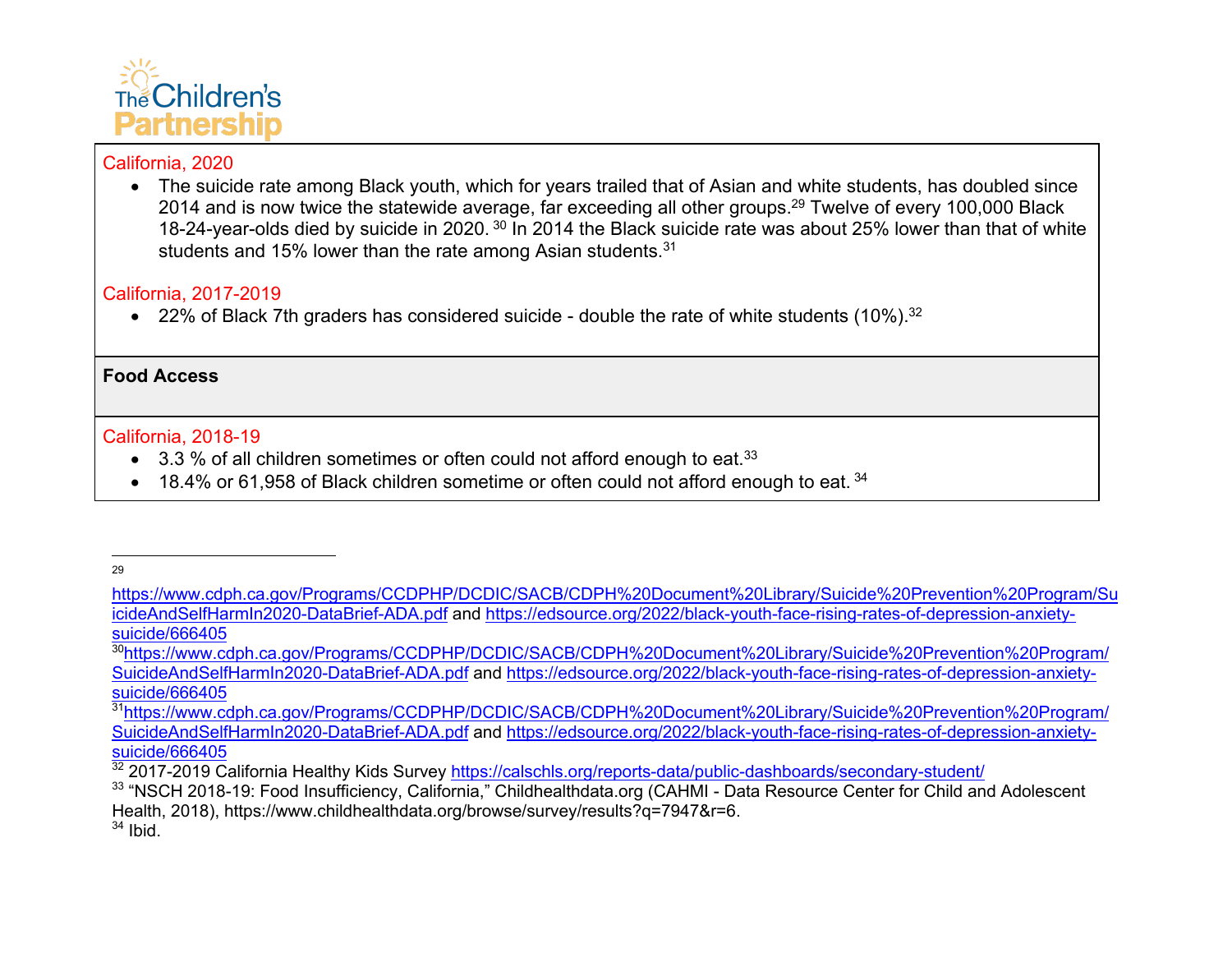California, 2020

- The suicide rate among Black youth, which for years trailed that of Asian and white students, has doubled since 2014 and is now twice the statewide average, far exceeding all other groups.[29] Twelve of every 100,000 Black 18-24-year-olds died by suicide in 2020.[30] In 2014 the Black suicide rate was about 25% lower than that of white students and 15% lower than the rate among Asian students.[31]

California, 2017-2019

- 22% of Black 7th graders has considered suicide - double the rate of white students (10%).[32]

**Food Access**

California, 2018-19

- 3.3 % of all children sometimes or often could not afford enough to eat.[33]
- 18.4% or 61,958 of Black children sometime or often could not afford enough to eat.[34]

---

[29] https://www.cdph.ca.gov/Programs/CCDPHP/DCDIC/SACB/CDPH%20Document%20Library/Suicide%20Prevention%20Program/SuicideAndSelfHarmIn2020-DataBrief-ADA.pdf and https://edsource.org/2022/black-youth-face-rising-rates-of-depression-anxiety-suicide/666405

[30] https://www.cdph.ca.gov/Programs/CCDPHP/DCDIC/SACB/CDPH%20Document%20Library/Suicide%20Prevention%20Program/SuicideAndSelfHarmIn2020-DataBrief-ADA.pdf and https://edsource.org/2022/black-youth-face-rising-rates-of-depression-anxiety-suicide/666405

[31] https://www.cdph.ca.gov/Programs/CCDPHP/DCDIC/SACB/CDPH%20Document%20Library/Suicide%20Prevention%20Program/SuicideAndSelfHarmIn2020-DataBrief-ADA.pdf and https://edsource.org/2022/black-youth-face-rising-rates-of-depression-anxiety-suicide/666405

[32] 2017-2019 California Healthy Kids Survey https://calschls.org/reports-data/public-dashboards/secondary-student/

[33] "NSCH 2018-19: Food Insufficiency, California," Childhealthdata.org (CAHMI - Data Resource Center for Child and Adolescent Health, 2018), https://www.childhealthdata.org/browse/survey/results?q=7947&r=6.

[34] Ibid.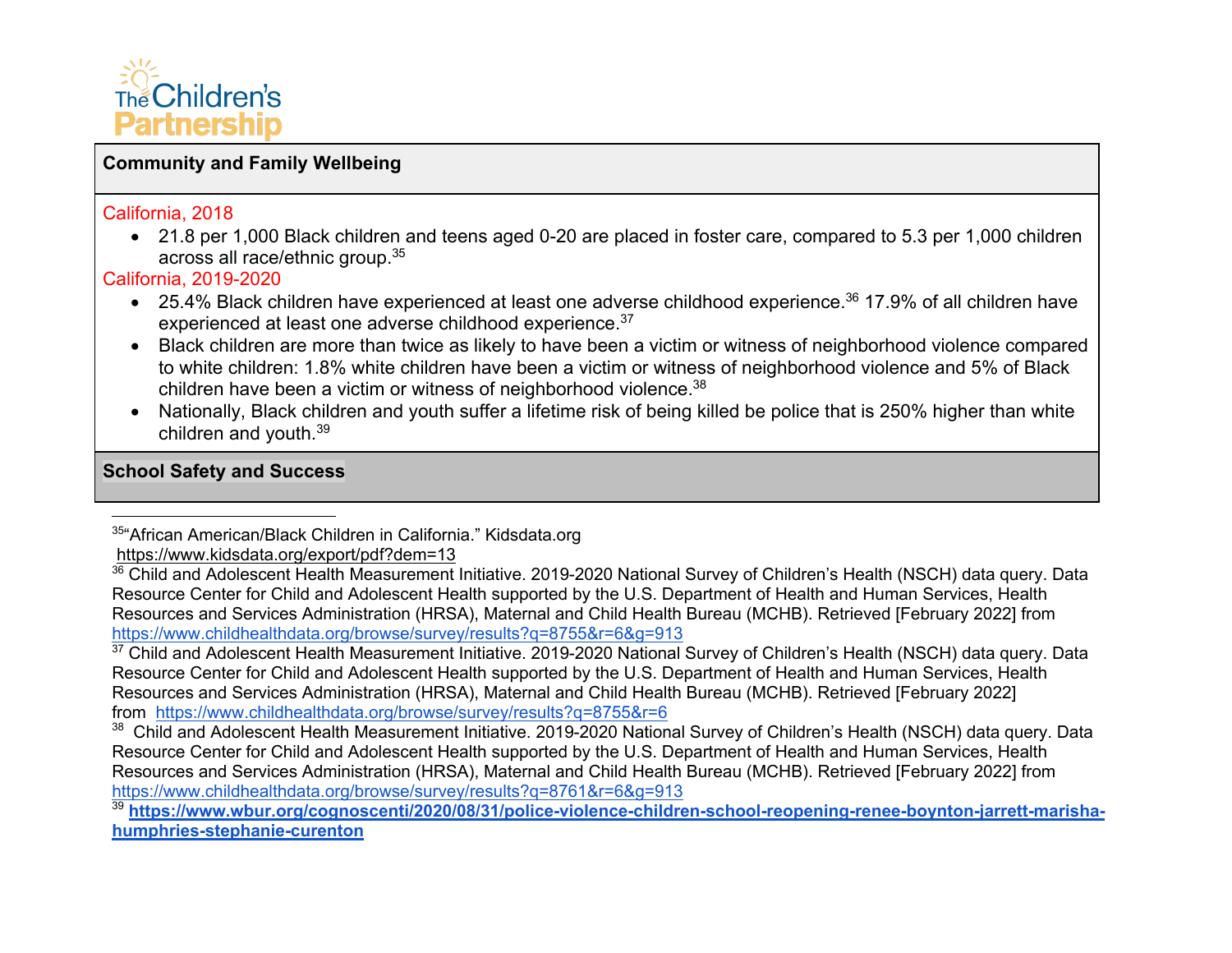**Community and Family Wellbeing**

California, 2018

- 21.8 per 1,000 Black children and teens aged 0-20 are placed in foster care, compared to 5.3 per 1,000 children across all race/ethnic group.[35]

California, 2019-2020

- 25.4% Black children have experienced at least one adverse childhood experience.[36] 17.9% of all children have experienced at least one adverse childhood experience.[37]
- Black children are more than twice as likely to have been a victim or witness of neighborhood violence compared to white children: 1.8% white children have been a victim or witness of neighborhood violence and 5% of Black children have been a victim or witness of neighborhood violence.[38]
- Nationally, Black children and youth suffer a lifetime risk of being killed be police that is 250% higher than white children and youth.[39]

**School Safety and Success**

---

[35] "African American/Black Children in California." Kidsdata.org https://www.kidsdata.org/export/pdf?dem=13

[36] Child and Adolescent Health Measurement Initiative. 2019-2020 National Survey of Children's Health (NSCH) data query. Data Resource Center for Child and Adolescent Health supported by the U.S. Department of Health and Human Services, Health Resources and Services Administration (HRSA), Maternal and Child Health Bureau (MCHB). Retrieved [February 2022] from https://www.childhealthdata.org/browse/survey/results?q=8755&r=6&g=913

[37] Child and Adolescent Health Measurement Initiative. 2019-2020 National Survey of Children's Health (NSCH) data query. Data Resource Center for Child and Adolescent Health supported by the U.S. Department of Health and Human Services, Health Resources and Services Administration (HRSA), Maternal and Child Health Bureau (MCHB). Retrieved [February 2022] from https://www.childhealthdata.org/browse/survey/results?q=8755&r=6

[38] Child and Adolescent Health Measurement Initiative. 2019-2020 National Survey of Children's Health (NSCH) data query. Data Resource Center for Child and Adolescent Health supported by the U.S. Department of Health and Human Services, Health Resources and Services Administration (HRSA), Maternal and Child Health Bureau (MCHB). Retrieved [February 2022] from https://www.childhealthdata.org/browse/survey/results?q=8761&r=6&g=913

[39] **https://www.wbur.org/cognoscenti/2020/08/31/police-violence-children-school-reopening-renee-boynton-jarrett-marisha-humphries-stephanie-curenton**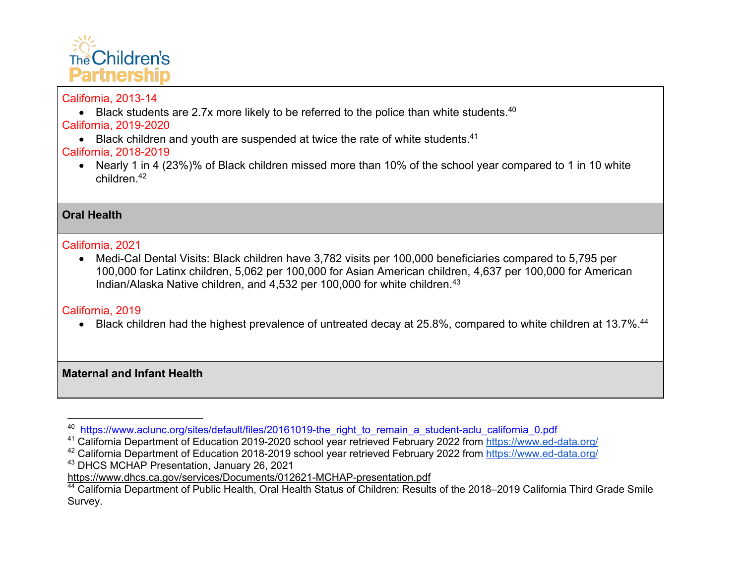California, 2013-14

- Black students are 2.7x more likely to be referred to the police than white students.[40]

California, 2019-2020

- Black children and youth are suspended at twice the rate of white students.[41]

California, 2018-2019

- Nearly 1 in 4 (23%)% of Black children missed more than 10% of the school year compared to 1 in 10 white children.[42]

**Oral Health**

California, 2021

- Medi-Cal Dental Visits: Black children have 3,782 visits per 100,000 beneficiaries compared to 5,795 per 100,000 for Latinx children, 5,062 per 100,000 for Asian American children, 4,637 per 100,000 for American Indian/Alaska Native children, and 4,532 per 100,000 for white children.[43]

California, 2019

- Black children had the highest prevalence of untreated decay at 25.8%, compared to white children at 13.7%.[44]

**Maternal and Infant Health**

---

[40] https://www.aclunc.org/sites/default/files/20161019-the_right_to_remain_a_student-aclu_california_0.pdf

[41] California Department of Education 2019-2020 school year retrieved February 2022 from https://www.ed-data.org/

[42] California Department of Education 2018-2019 school year retrieved February 2022 from https://www.ed-data.org/

[43] DHCS MCHAP Presentation, January 26, 2021 https://www.dhcs.ca.gov/services/Documents/012621-MCHAP-presentation.pdf

[44] California Department of Public Health, Oral Health Status of Children: Results of the 2018–2019 California Third Grade Smile Survey.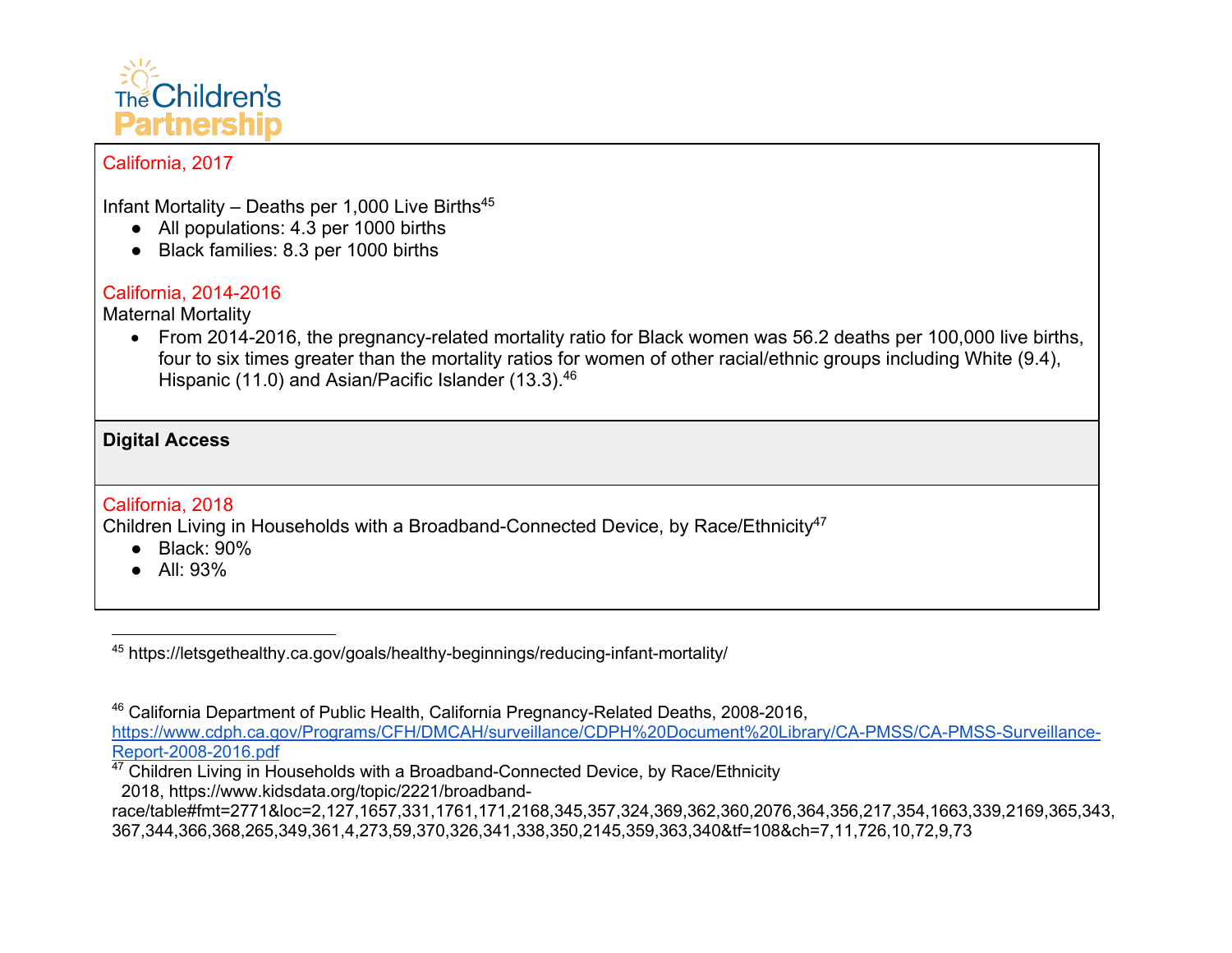California, 2017

Infant Mortality – Deaths per 1,000 Live Births[45]

- All populations: 4.3 per 1000 births
- Black families: 8.3 per 1000 births

California, 2014-2016

Maternal Mortality

- From 2014-2016, the pregnancy-related mortality ratio for Black women was 56.2 deaths per 100,000 live births, four to six times greater than the mortality ratios for women of other racial/ethnic groups including White (9.4), Hispanic (11.0) and Asian/Pacific Islander (13.3).[46]

**Digital Access**

California, 2018

Children Living in Households with a Broadband-Connected Device, by Race/Ethnicity[47]

- Black: 90%
- All: 93%

---

[45] https://letsgethealthy.ca.gov/goals/healthy-beginnings/reducing-infant-mortality/

[46] California Department of Public Health, California Pregnancy-Related Deaths, 2008-2016, https://www.cdph.ca.gov/Programs/CFH/DMCAH/surveillance/CDPH%20Document%20Library/CA-PMSS/CA-PMSS-Surveillance-Report-2008-2016.pdf

[47] Children Living in Households with a Broadband-Connected Device, by Race/Ethnicity 2018, https://www.kidsdata.org/topic/2221/broadband-race/table#fmt=2771&loc=2,127,1657,331,1761,171,2168,345,357,324,369,362,360,2076,364,356,217,354,1663,339,2169,365,343,367,344,366,368,265,349,361,4,273,59,370,326,341,338,350,2145,359,363,340&tf=108&ch=7,11,726,10,72,9,73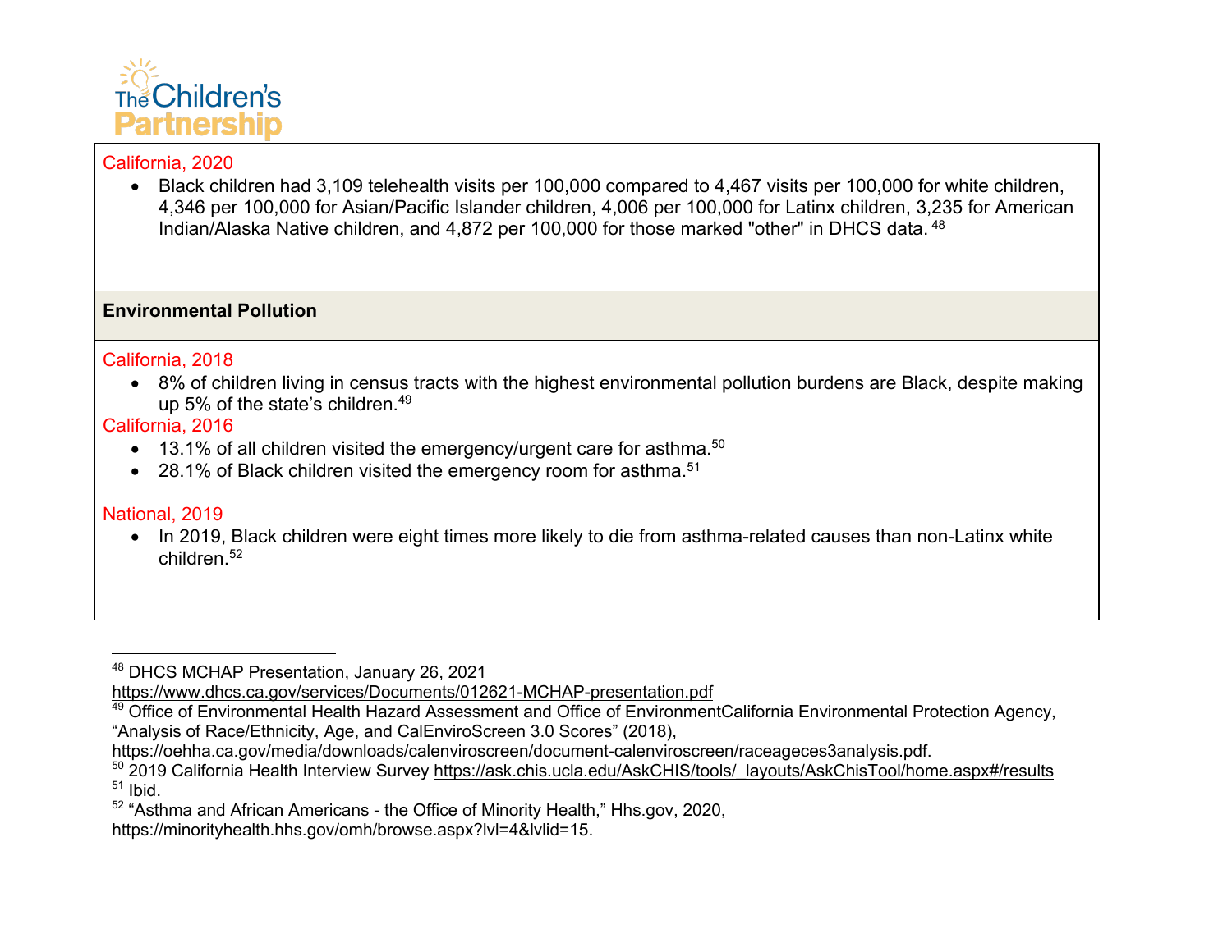California, 2020

- Black children had 3,109 telehealth visits per 100,000 compared to 4,467 visits per 100,000 for white children, 4,346 per 100,000 for Asian/Pacific Islander children, 4,006 per 100,000 for Latinx children, 3,235 for American Indian/Alaska Native children, and 4,872 per 100,000 for those marked "other" in DHCS data.[48]

**Environmental Pollution**

California, 2018

- 8% of children living in census tracts with the highest environmental pollution burdens are Black, despite making up 5% of the state's children.[49]

California, 2016

- 13.1% of all children visited the emergency/urgent care for asthma.[50]
- 28.1% of Black children visited the emergency room for asthma.[51]

National, 2019

- In 2019, Black children were eight times more likely to die from asthma-related causes than non-Latinx white children.[52]

---

[48] DHCS MCHAP Presentation, January 26, 2021 https://www.dhcs.ca.gov/services/Documents/012621-MCHAP-presentation.pdf

[49] Office of Environmental Health Hazard Assessment and Office of EnvironmentCalifornia Environmental Protection Agency, "Analysis of Race/Ethnicity, Age, and CalEnviroScreen 3.0 Scores" (2018), https://oehha.ca.gov/media/downloads/calenviroscreen/document-calenviroscreen/raceageces3analysis.pdf.

[50] 2019 California Health Interview Survey https://ask.chis.ucla.edu/AskCHIS/tools/_layouts/AskChisTool/home.aspx#/results

[51] Ibid.

[52] "Asthma and African Americans - the Office of Minority Health," Hhs.gov, 2020, https://minorityhealth.hhs.gov/omh/browse.aspx?lvl=4&lvlid=15.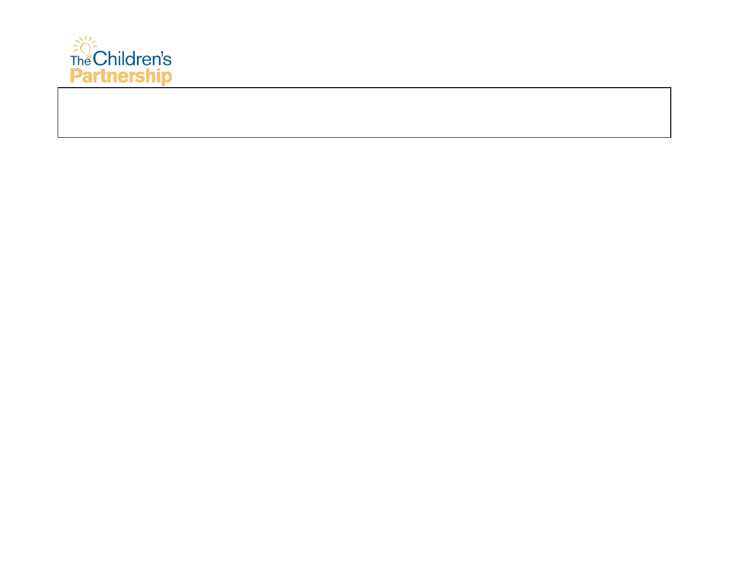The Children's Partnership